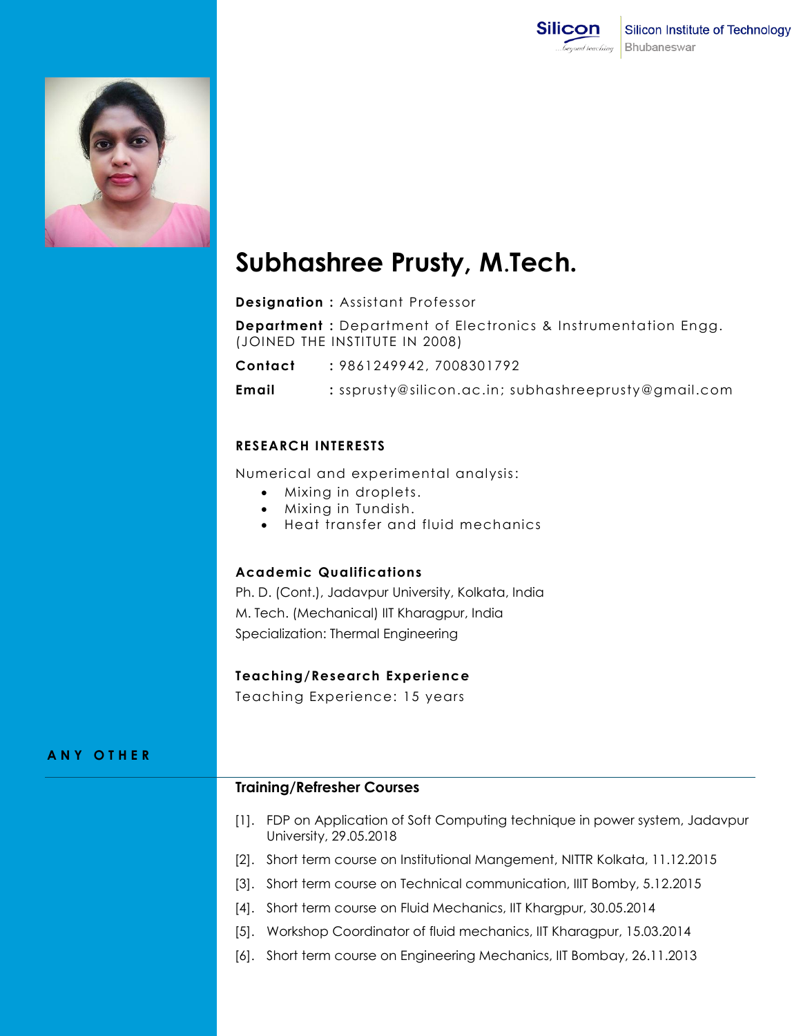Silicon Institute of Technology
Bhubaneswar

# Subhashree Prusty, M.Tech.

**Designation :** Assistant Professor

**Department :** Department of Electronics & Instrumentation Engg. (JOINED THE INSTITUTE IN 2008)

**Contact** : 9861249942, 7008301792

**Email** : ssprusty@silicon.ac.in; subhashreeprusty@gmail.com

## RESEARCH INTERESTS

Numerical and experimental analysis:

- Mixing in droplets.
- Mixing in Tundish.
- Heat transfer and fluid mechanics

## Academic Qualifications

Ph. D. (Cont.), Jadavpur University, Kolkata, India

M. Tech. (Mechanical) IIT Kharagpur, India

Specialization: Thermal Engineering

## Teaching/Research Experience

Teaching Experience: 15 years

## ANY OTHER

### Training/Refresher Courses

[1]. FDP on Application of Soft Computing technique in power system, Jadavpur University, 29.05.2018

[2]. Short term course on Institutional Mangement, NITTR Kolkata, 11.12.2015

[3]. Short term course on Technical communication, IIIT Bomby, 5.12.2015

[4]. Short term course on Fluid Mechanics, IIT Khargpur, 30.05.2014

[5]. Workshop Coordinator of fluid mechanics, IIT Kharagpur, 15.03.2014

[6]. Short term course on Engineering Mechanics, IIT Bombay, 26.11.2013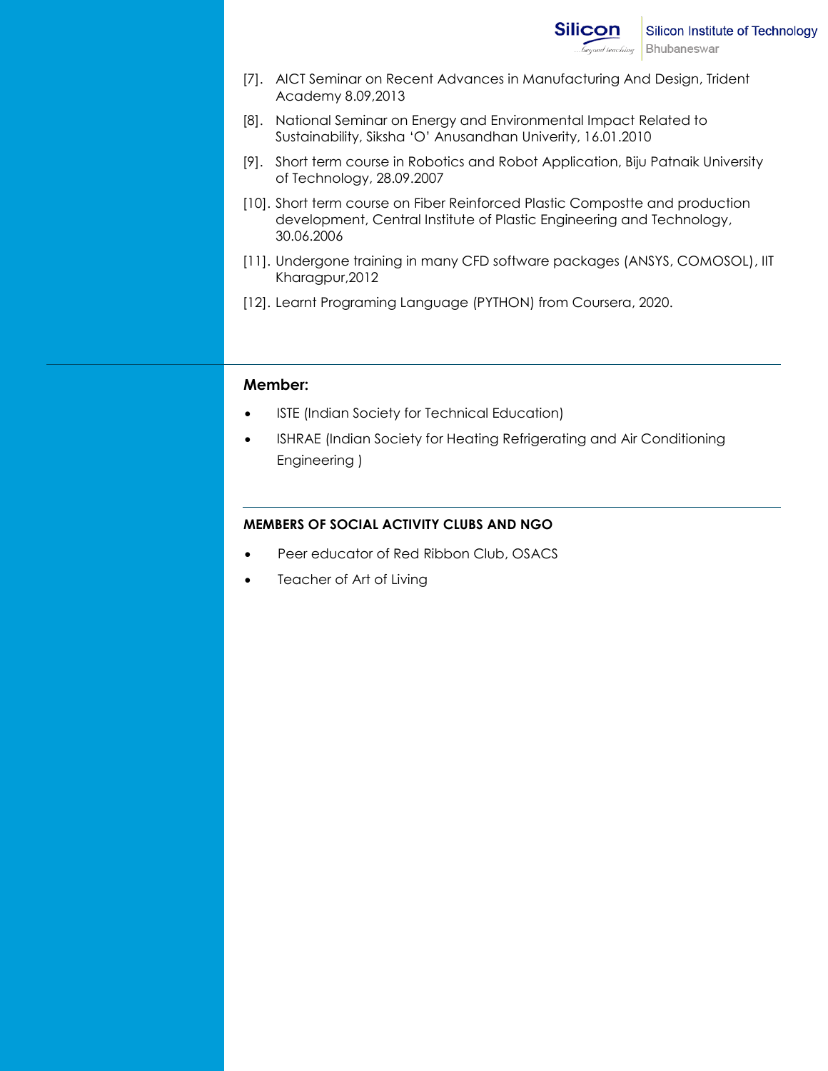[7]. AICT Seminar on Recent Advances in Manufacturing And Design, Trident Academy 8.09,2013

[8]. National Seminar on Energy and Environmental Impact Related to Sustainability, Siksha 'O' Anusandhan Univerity, 16.01.2010

[9]. Short term course in Robotics and Robot Application, Biju Patnaik University of Technology, 28.09.2007

[10]. Short term course on Fiber Reinforced Plastic Compostte and production development, Central Institute of Plastic Engineering and Technology, 30.06.2006

[11]. Undergone training in many CFD software packages (ANSYS, COMOSOL), IIT Kharagpur,2012

[12]. Learnt Programing Language (PYTHON) from Coursera, 2020.

---

**Member:**

- ISTE (Indian Society for Technical Education)
- ISHRAE (Indian Society for Heating Refrigerating and Air Conditioning Engineering )

---

**MEMBERS OF SOCIAL ACTIVITY CLUBS AND NGO**

- Peer educator of Red Ribbon Club, OSACS
- Teacher of Art of Living